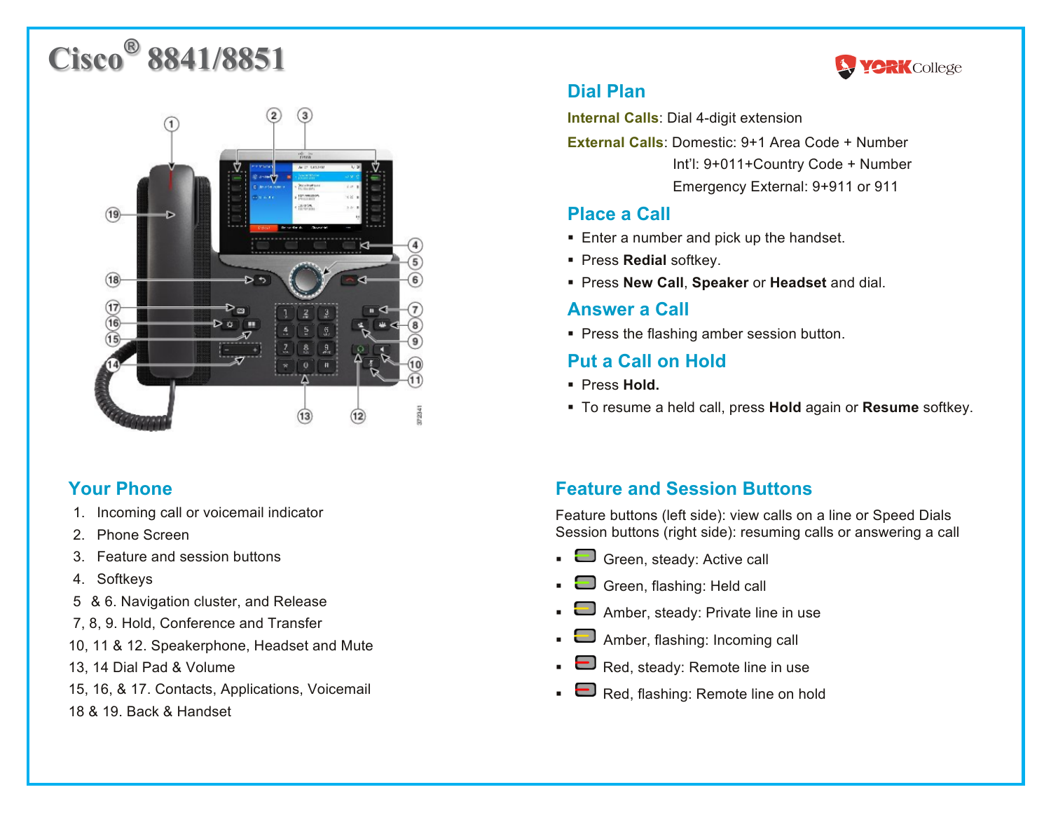# Cisco® 8841/8851

## Dial Plan

**Internal Calls**: Dial 4-digit extension

**External Calls**: Domestic: 9+1 Area Code + Number

Int'l: 9+011+Country Code + Number

Emergency External: 9+911 or 911

## Place a Call

- Enter a number and pick up the handset.
- Press **Redial** softkey.
- Press **New Call**, **Speaker** or **Headset** and dial.

## Answer a Call

- Press the flashing amber session button.

## Put a Call on Hold

- Press **Hold.**
- To resume a held call, press **Hold** again or **Resume** softkey.

## Your Phone

1. Incoming call or voicemail indicator
2. Phone Screen
3. Feature and session buttons
4. Softkeys

5 & 6. Navigation cluster, and Release

7, 8, 9. Hold, Conference and Transfer

10, 11 & 12. Speakerphone, Headset and Mute

13, 14 Dial Pad & Volume

15, 16, & 17. Contacts, Applications, Voicemail

18 & 19. Back & Handset

## Feature and Session Buttons

Feature buttons (left side): view calls on a line or Speed Dials
Session buttons (right side): resuming calls or answering a call

- Green, steady: Active call
- Green, flashing: Held call
- Amber, steady: Private line in use
- Amber, flashing: Incoming call
- Red, steady: Remote line in use
- Red, flashing: Remote line on hold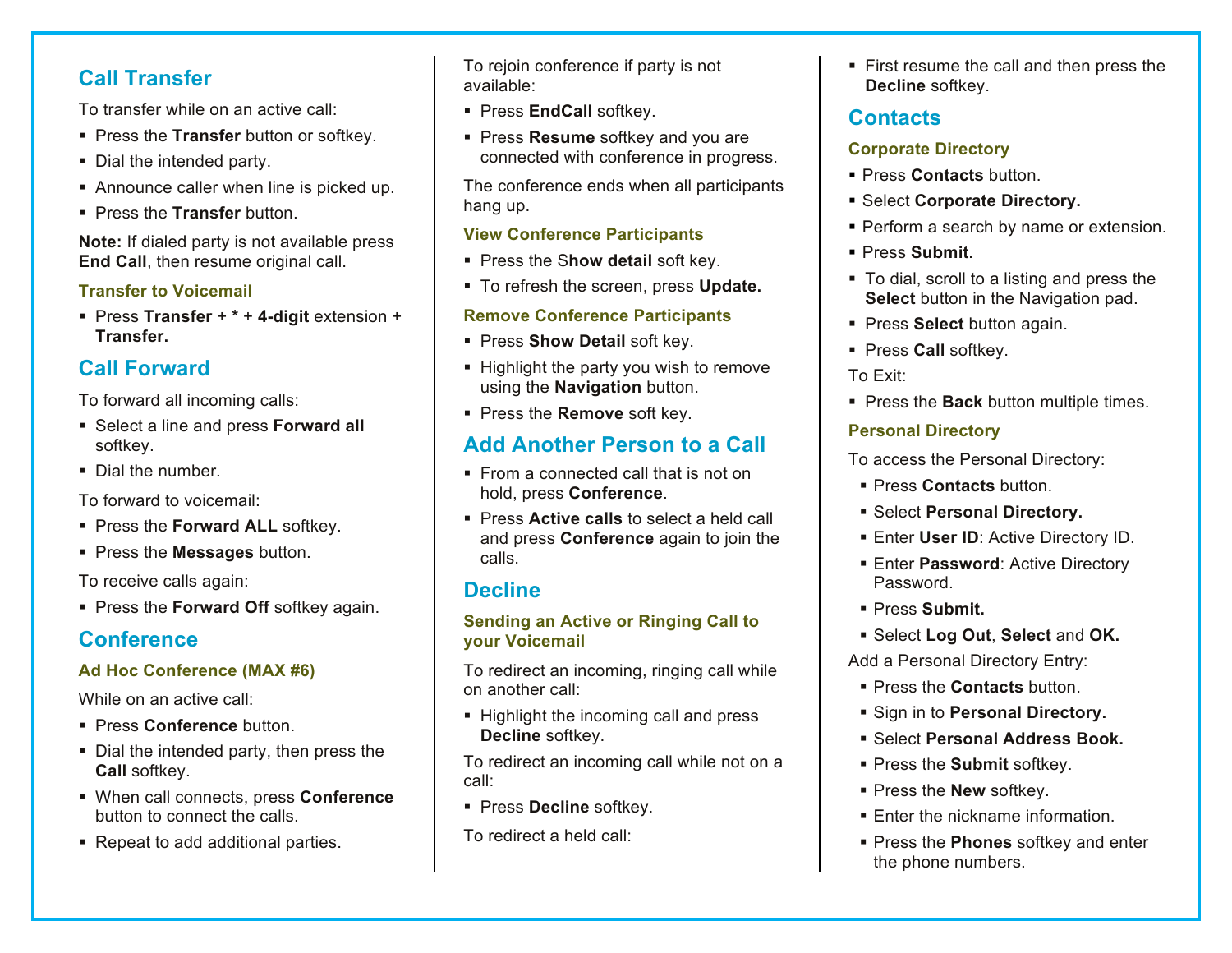## Call Transfer

To transfer while on an active call:

- Press the **Transfer** button or softkey.
- Dial the intended party.
- Announce caller when line is picked up.
- Press the **Transfer** button.

**Note:** If dialed party is not available press **End Call**, then resume original call.

### Transfer to Voicemail

- Press **Transfer** + **\*** + **4-digit** extension + **Transfer.**

## Call Forward

To forward all incoming calls:

- Select a line and press **Forward all** softkey.
- Dial the number.

To forward to voicemail:

- Press the **Forward ALL** softkey.
- Press the **Messages** button.

To receive calls again:

- Press the **Forward Off** softkey again.

## Conference

### Ad Hoc Conference (MAX #6)

While on an active call:

- Press **Conference** button.
- Dial the intended party, then press the **Call** softkey.
- When call connects, press **Conference** button to connect the calls.
- Repeat to add additional parties.

To rejoin conference if party is not available:

- Press **EndCall** softkey.
- Press **Resume** softkey and you are connected with conference in progress.

The conference ends when all participants hang up.

### View Conference Participants

- Press the S**how detail** soft key.
- To refresh the screen, press **Update.**

### Remove Conference Participants

- Press **Show Detail** soft key.
- Highlight the party you wish to remove using the **Navigation** button.
- Press the **Remove** soft key.

## Add Another Person to a Call

- From a connected call that is not on hold, press **Conference**.
- Press **Active calls** to select a held call and press **Conference** again to join the calls.

## Decline

### Sending an Active or Ringing Call to your Voicemail

To redirect an incoming, ringing call while on another call:

- Highlight the incoming call and press **Decline** softkey.

To redirect an incoming call while not on a call:

- Press **Decline** softkey.

To redirect a held call:

- First resume the call and then press the **Decline** softkey.

## Contacts

### Corporate Directory

- Press **Contacts** button.
- Select **Corporate Directory.**
- Perform a search by name or extension.
- Press **Submit.**
- To dial, scroll to a listing and press the **Select** button in the Navigation pad.
- Press **Select** button again.
- Press **Call** softkey.

To Exit:

- Press the **Back** button multiple times.

### Personal Directory

To access the Personal Directory:

- Press **Contacts** button.
- Select **Personal Directory.**
- Enter **User ID**: Active Directory ID.
- Enter **Password**: Active Directory Password.
- Press **Submit.**
- Select **Log Out**, **Select** and **OK.**

Add a Personal Directory Entry:

- Press the **Contacts** button.
- Sign in to **Personal Directory.**
- Select **Personal Address Book.**
- Press the **Submit** softkey.
- Press the **New** softkey.
- Enter the nickname information.
- Press the **Phones** softkey and enter the phone numbers.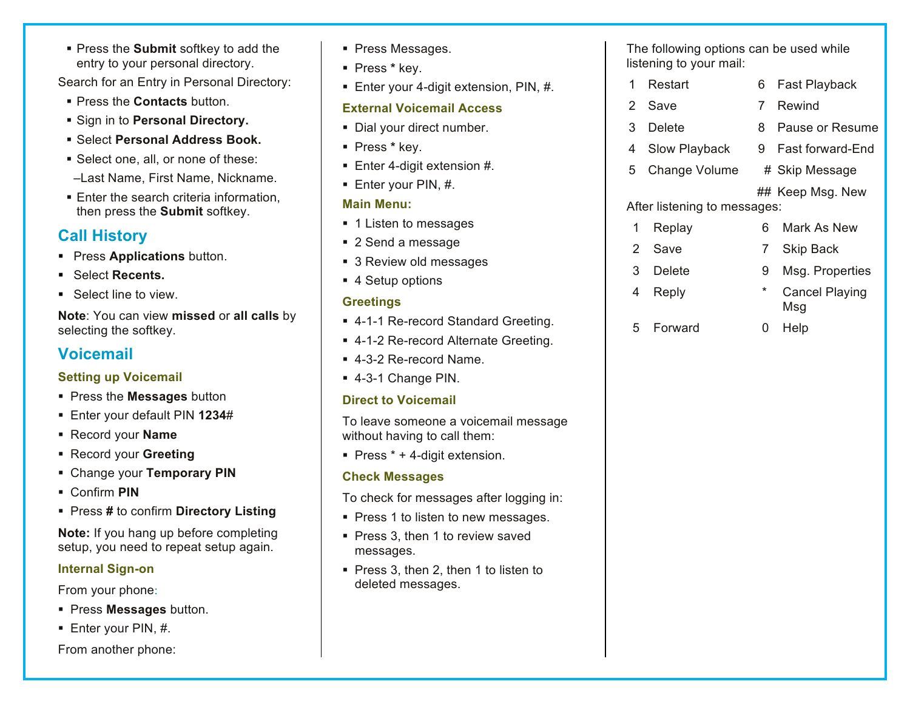- Press the **Submit** softkey to add the entry to your personal directory.

Search for an Entry in Personal Directory:

- Press the **Contacts** button.
- Sign in to **Personal Directory.**
- Select **Personal Address Book.**
- Select one, all, or none of these:
  –Last Name, First Name, Nickname.
- Enter the search criteria information, then press the **Submit** softkey.

## Call History

- Press **Applications** button.
- Select **Recents.**
- Select line to view.

**Note**: You can view **missed** or **all calls** by selecting the softkey.

## Voicemail

### Setting up Voicemail

- Press the **Messages** button
- Enter your default PIN **1234**#
- Record your **Name**
- Record your **Greeting**
- Change your **Temporary PIN**
- Confirm **PIN**
- Press **#** to confirm **Directory Listing**

**Note:** If you hang up before completing setup, you need to repeat setup again.

### Internal Sign-on

From your phone:

- Press **Messages** button.
- Enter your PIN, #.

From another phone:

- Press Messages.
- Press * key.
- Enter your 4-digit extension, PIN, #.

### External Voicemail Access

- Dial your direct number.
- Press * key.
- Enter 4-digit extension #.
- Enter your PIN, #.

### Main Menu:

- 1 Listen to messages
- 2 Send a message
- 3 Review old messages
- 4 Setup options

### Greetings

- 4-1-1 Re-record Standard Greeting.
- 4-1-2 Re-record Alternate Greeting.
- 4-3-2 Re-record Name.
- 4-3-1 Change PIN.

### Direct to Voicemail

To leave someone a voicemail message without having to call them:

- Press * + 4-digit extension.

### Check Messages

To check for messages after logging in:

- Press 1 to listen to new messages.
- Press 3, then 1 to review saved messages.
- Press 3, then 2, then 1 to listen to deleted messages.

The following options can be used while listening to your mail:

| | | | |
|---|---|---|---|
| 1 | Restart | 6 | Fast Playback |
| 2 | Save | 7 | Rewind |
| 3 | Delete | 8 | Pause or Resume |
| 4 | Slow Playback | 9 | Fast forward-End |
| 5 | Change Volume | # | Skip Message |
| | | ## | Keep Msg. New |

After listening to messages:

| | | | |
|---|---|---|---|
| 1 | Replay | 6 | Mark As New |
| 2 | Save | 7 | Skip Back |
| 3 | Delete | 9 | Msg. Properties |
| 4 | Reply | * | Cancel Playing Msg |
| 5 | Forward | 0 | Help |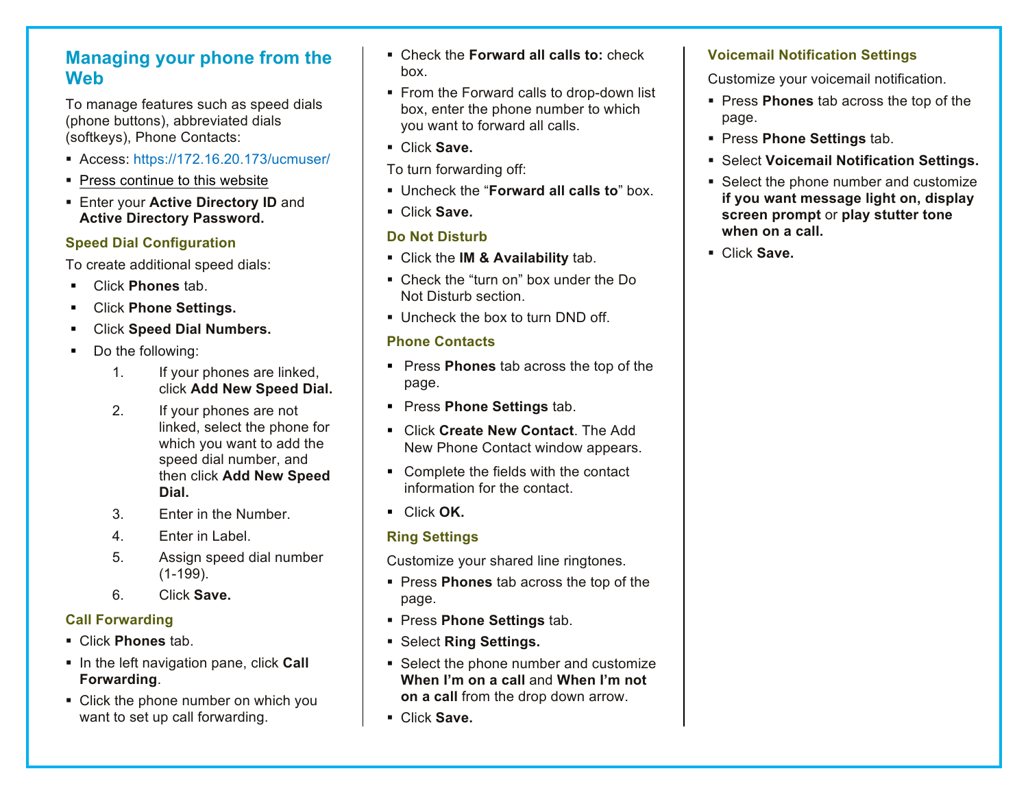## Managing your phone from the Web

To manage features such as speed dials (phone buttons), abbreviated dials (softkeys), Phone Contacts:

- Access: https://172.16.20.173/ucmuser/
- Press continue to this website
- Enter your **Active Directory ID** and **Active Directory Password.**

### Speed Dial Configuration

To create additional speed dials:

- Click **Phones** tab.
- Click **Phone Settings.**
- Click **Speed Dial Numbers.**
- Do the following:
    1. If your phones are linked, click **Add New Speed Dial.**
    2. If your phones are not linked, select the phone for which you want to add the speed dial number, and then click **Add New Speed Dial.**
    3. Enter in the Number.
    4. Enter in Label.
    5. Assign speed dial number (1-199).
    6. Click **Save.**

### Call Forwarding

- Click **Phones** tab.
- In the left navigation pane, click **Call Forwarding**.
- Click the phone number on which you want to set up call forwarding.
- Check the **Forward all calls to:** check box.
- From the Forward calls to drop-down list box, enter the phone number to which you want to forward all calls.
- Click **Save.**

To turn forwarding off:

- Uncheck the "**Forward all calls to**" box.
- Click **Save.**

### Do Not Disturb

- Click the **IM & Availability** tab.
- Check the "turn on" box under the Do Not Disturb section.
- Uncheck the box to turn DND off.

### Phone Contacts

- Press **Phones** tab across the top of the page.
- Press **Phone Settings** tab.
- Click **Create New Contact**. The Add New Phone Contact window appears.
- Complete the fields with the contact information for the contact.
- Click **OK.**

### Ring Settings

Customize your shared line ringtones.

- Press **Phones** tab across the top of the page.
- Press **Phone Settings** tab.
- Select **Ring Settings.**
- Select the phone number and customize **When I'm on a call** and **When I'm not on a call** from the drop down arrow.
- Click **Save.**

### Voicemail Notification Settings

Customize your voicemail notification.

- Press **Phones** tab across the top of the page.
- Press **Phone Settings** tab.
- Select **Voicemail Notification Settings.**
- Select the phone number and customize **if you want message light on, display screen prompt** or **play stutter tone when on a call.**
- Click **Save.**